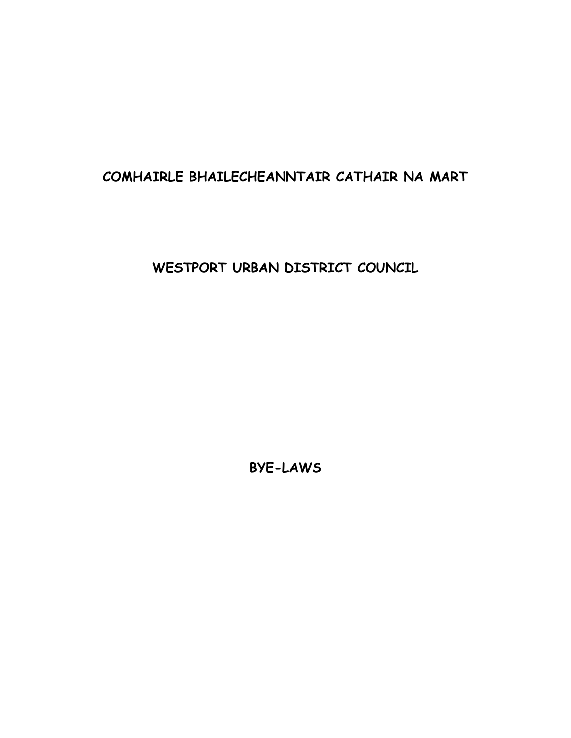# COMHAIRLE BHAILECHEANNTAIR CATHAIR NA MART

# WESTPORT URBAN DISTRICT COUNCIL

# BYE-LAWS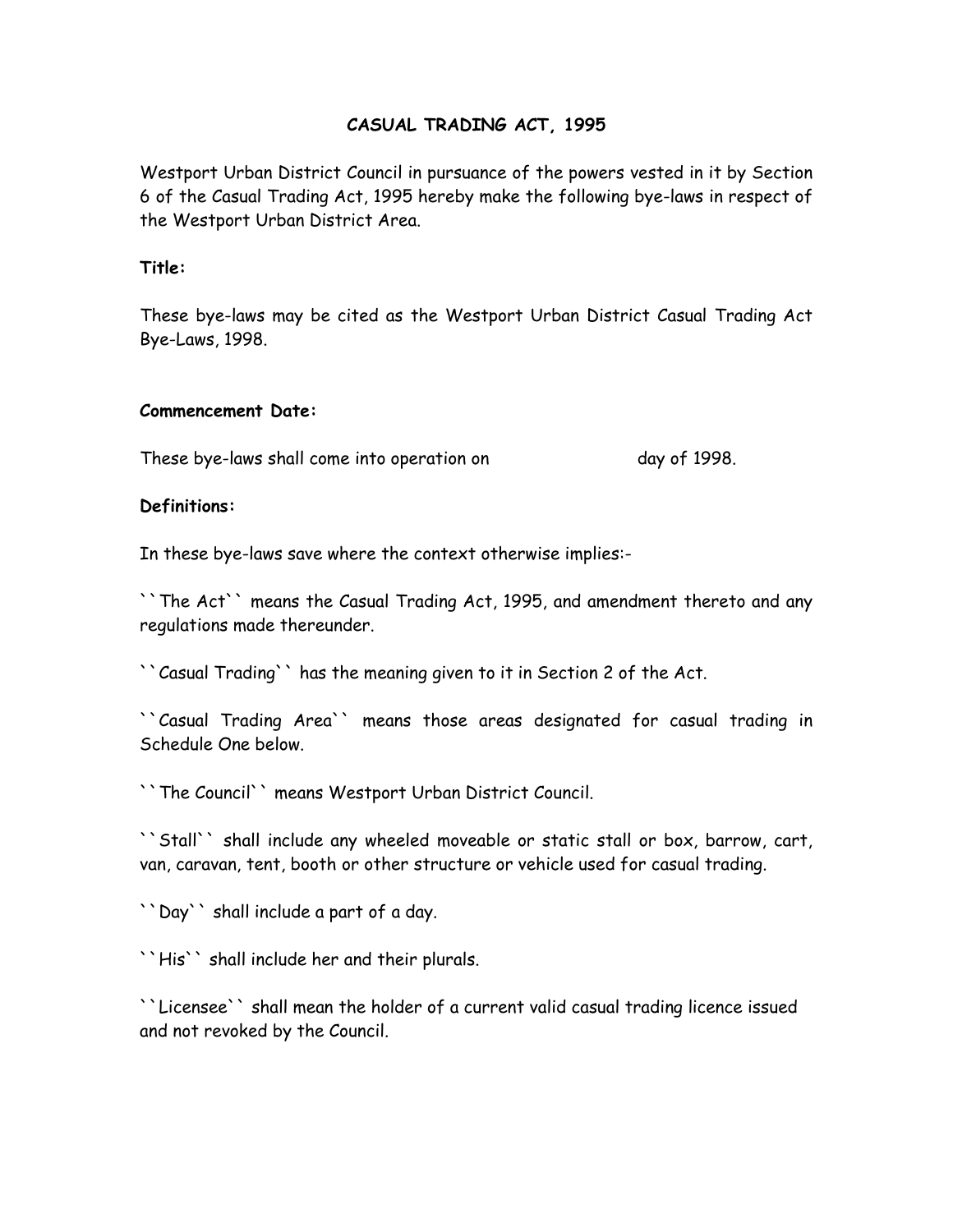## CASUAL TRADING ACT, 1995

Westport Urban District Council in pursuance of the powers vested in it by Section 6 of the Casual Trading Act, 1995 hereby make the following bye-laws in respect of the Westport Urban District Area.

**Title:**

These bye-laws may be cited as the Westport Urban District Casual Trading Act Bye-Laws, 1998.

**Commencement Date:**

These bye-laws shall come into operation on                    day of 1998.

**Definitions:**

In these bye-laws save where the context otherwise implies:-

``The Act`` means the Casual Trading Act, 1995, and amendment thereto and any regulations made thereunder.

``Casual Trading`` has the meaning given to it in Section 2 of the Act.

``Casual Trading Area`` means those areas designated for casual trading in Schedule One below.

``The Council`` means Westport Urban District Council.

``Stall`` shall include any wheeled moveable or static stall or box, barrow, cart, van, caravan, tent, booth or other structure or vehicle used for casual trading.

``Day`` shall include a part of a day.

``His`` shall include her and their plurals.

``Licensee`` shall mean the holder of a current valid casual trading licence issued and not revoked by the Council.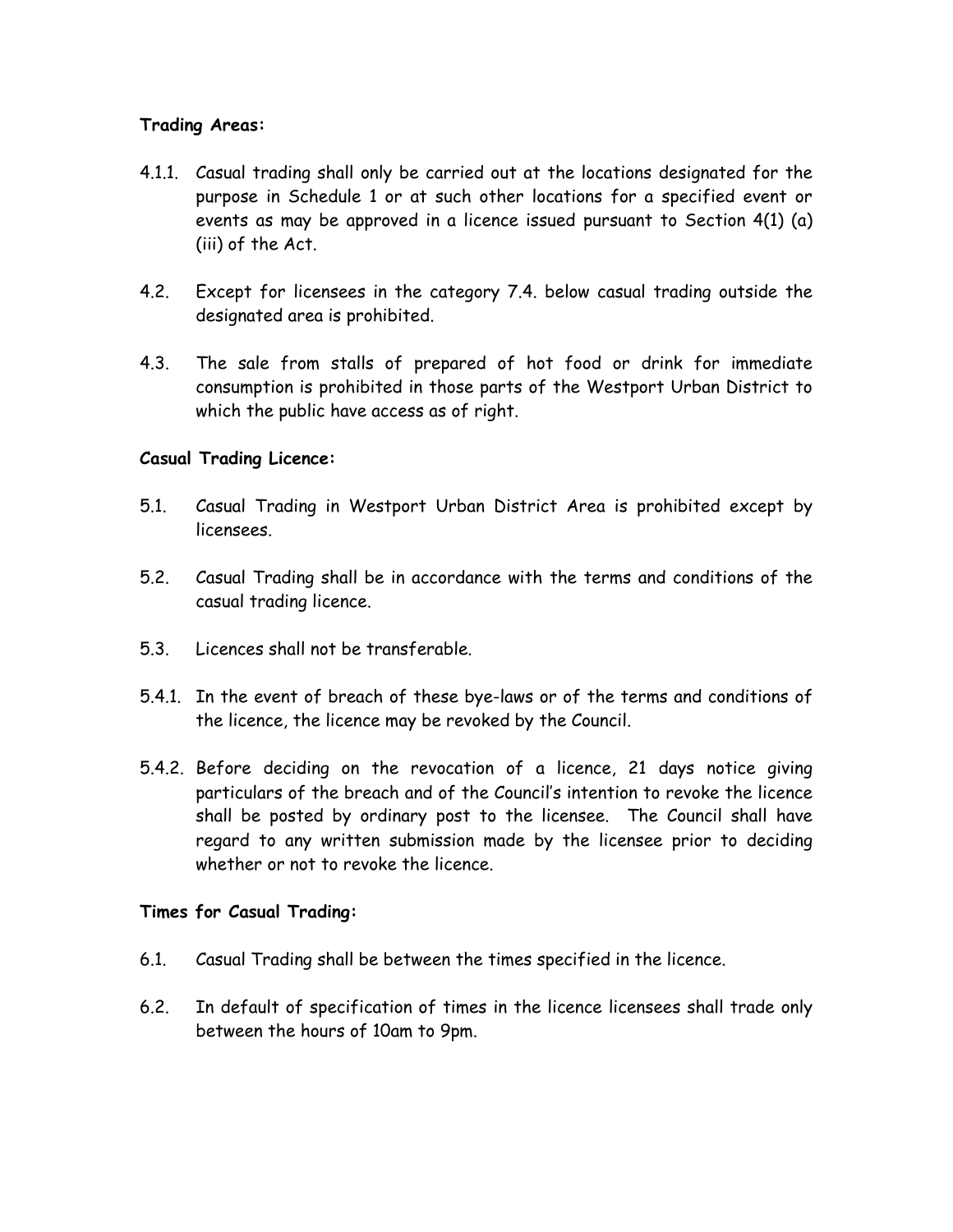**Trading Areas:**

4.1.1. Casual trading shall only be carried out at the locations designated for the purpose in Schedule 1 or at such other locations for a specified event or events as may be approved in a licence issued pursuant to Section 4(1) (a) (iii) of the Act.

4.2. Except for licensees in the category 7.4. below casual trading outside the designated area is prohibited.

4.3. The sale from stalls of prepared of hot food or drink for immediate consumption is prohibited in those parts of the Westport Urban District to which the public have access as of right.

**Casual Trading Licence:**

5.1. Casual Trading in Westport Urban District Area is prohibited except by licensees.

5.2. Casual Trading shall be in accordance with the terms and conditions of the casual trading licence.

5.3. Licences shall not be transferable.

5.4.1. In the event of breach of these bye-laws or of the terms and conditions of the licence, the licence may be revoked by the Council.

5.4.2. Before deciding on the revocation of a licence, 21 days notice giving particulars of the breach and of the Council's intention to revoke the licence shall be posted by ordinary post to the licensee. The Council shall have regard to any written submission made by the licensee prior to deciding whether or not to revoke the licence.

**Times for Casual Trading:**

6.1. Casual Trading shall be between the times specified in the licence.

6.2. In default of specification of times in the licence licensees shall trade only between the hours of 10am to 9pm.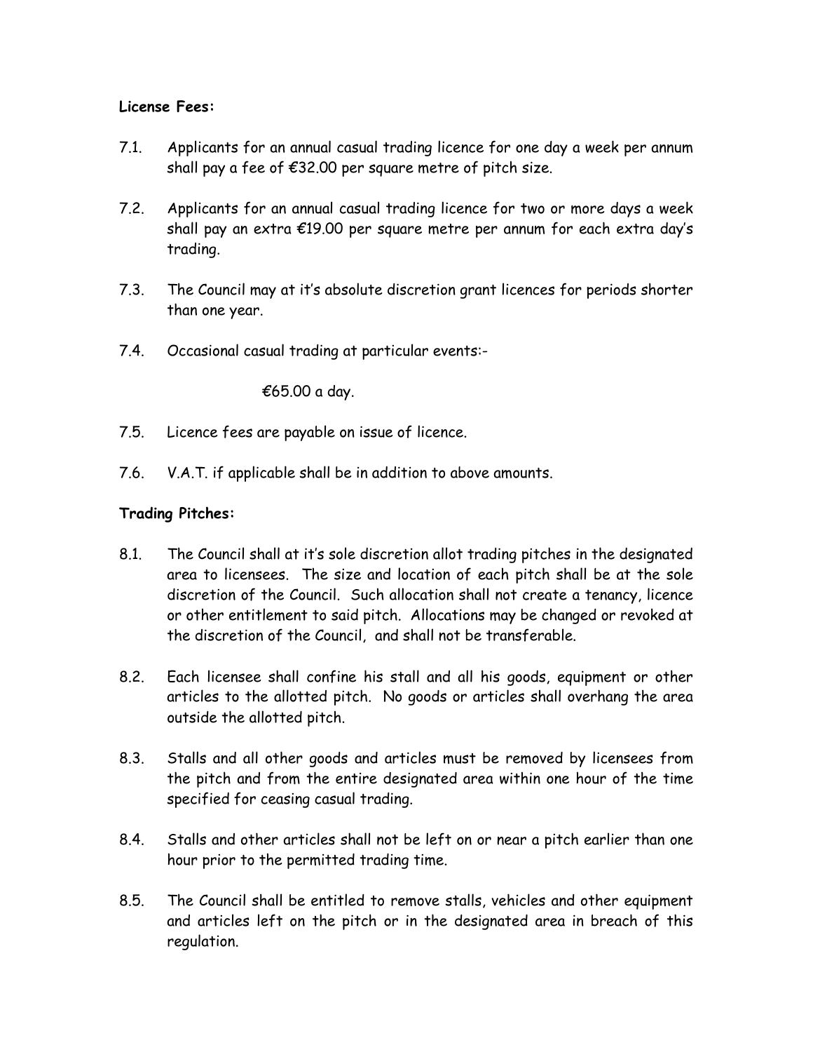**License Fees:**

7.1. Applicants for an annual casual trading licence for one day a week per annum shall pay a fee of €32.00 per square metre of pitch size.

7.2. Applicants for an annual casual trading licence for two or more days a week shall pay an extra €19.00 per square metre per annum for each extra day's trading.

7.3. The Council may at it's absolute discretion grant licences for periods shorter than one year.

7.4. Occasional casual trading at particular events:-

€65.00 a day.

7.5. Licence fees are payable on issue of licence.

7.6. V.A.T. if applicable shall be in addition to above amounts.

**Trading Pitches:**

8.1. The Council shall at it's sole discretion allot trading pitches in the designated area to licensees. The size and location of each pitch shall be at the sole discretion of the Council. Such allocation shall not create a tenancy, licence or other entitlement to said pitch. Allocations may be changed or revoked at the discretion of the Council, and shall not be transferable.

8.2. Each licensee shall confine his stall and all his goods, equipment or other articles to the allotted pitch. No goods or articles shall overhang the area outside the allotted pitch.

8.3. Stalls and all other goods and articles must be removed by licensees from the pitch and from the entire designated area within one hour of the time specified for ceasing casual trading.

8.4. Stalls and other articles shall not be left on or near a pitch earlier than one hour prior to the permitted trading time.

8.5. The Council shall be entitled to remove stalls, vehicles and other equipment and articles left on the pitch or in the designated area in breach of this regulation.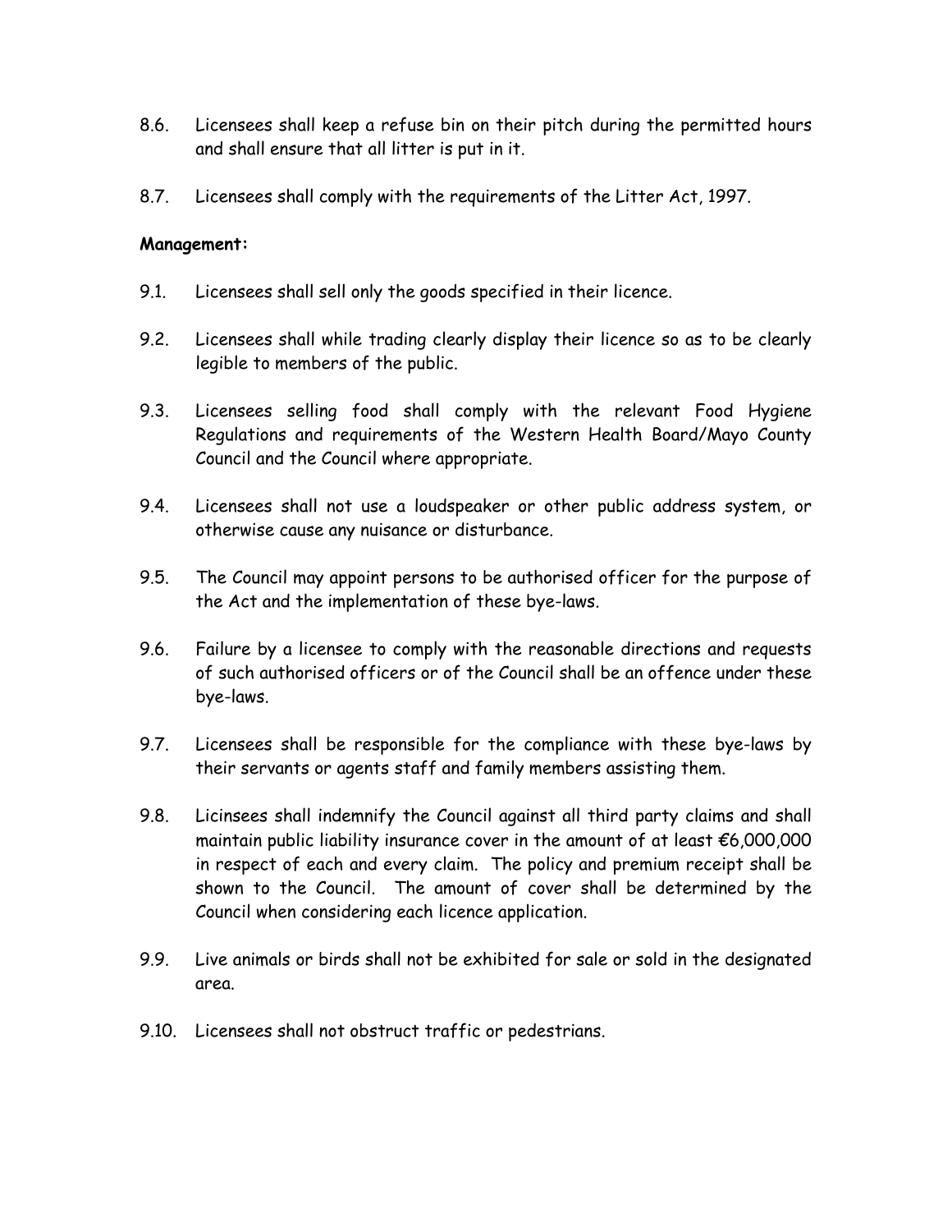8.6. Licensees shall keep a refuse bin on their pitch during the permitted hours and shall ensure that all litter is put in it.

8.7. Licensees shall comply with the requirements of the Litter Act, 1997.

**Management:**

9.1. Licensees shall sell only the goods specified in their licence.

9.2. Licensees shall while trading clearly display their licence so as to be clearly legible to members of the public.

9.3. Licensees selling food shall comply with the relevant Food Hygiene Regulations and requirements of the Western Health Board/Mayo County Council and the Council where appropriate.

9.4. Licensees shall not use a loudspeaker or other public address system, or otherwise cause any nuisance or disturbance.

9.5. The Council may appoint persons to be authorised officer for the purpose of the Act and the implementation of these bye-laws.

9.6. Failure by a licensee to comply with the reasonable directions and requests of such authorised officers or of the Council shall be an offence under these bye-laws.

9.7. Licensees shall be responsible for the compliance with these bye-laws by their servants or agents staff and family members assisting them.

9.8. Licinsees shall indemnify the Council against all third party claims and shall maintain public liability insurance cover in the amount of at least €6,000,000 in respect of each and every claim. The policy and premium receipt shall be shown to the Council. The amount of cover shall be determined by the Council when considering each licence application.

9.9. Live animals or birds shall not be exhibited for sale or sold in the designated area.

9.10. Licensees shall not obstruct traffic or pedestrians.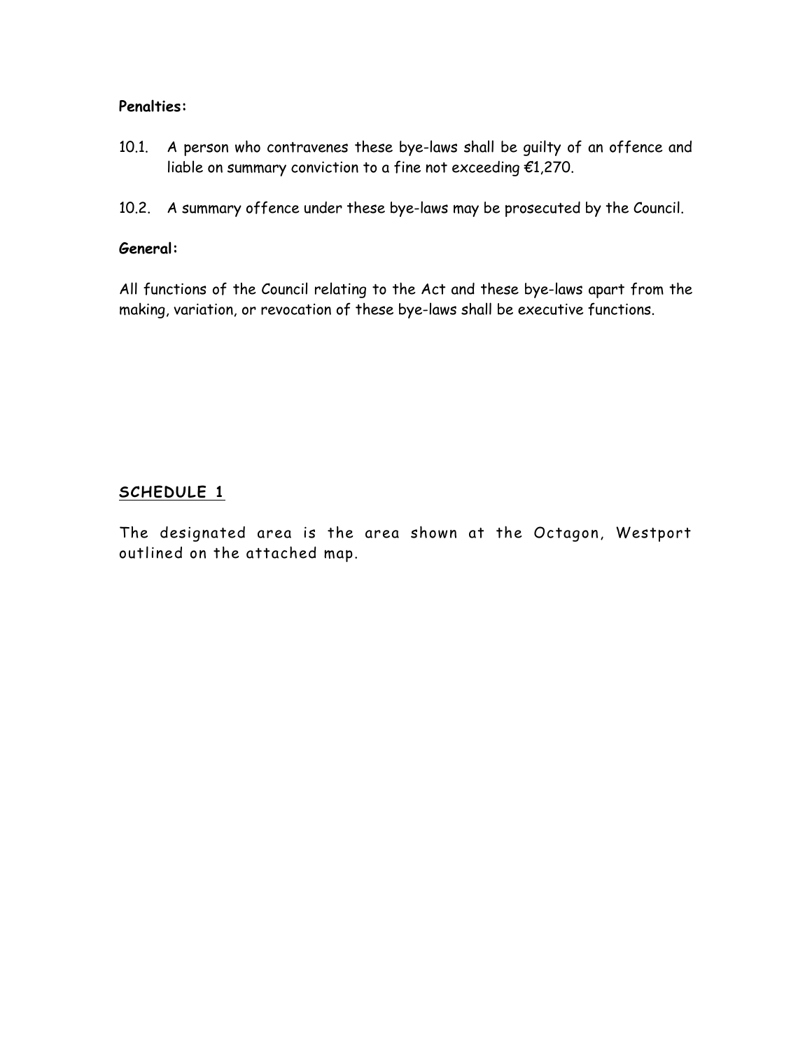**Penalties:**

10.1. A person who contravenes these bye-laws shall be guilty of an offence and liable on summary conviction to a fine not exceeding €1,270.

10.2. A summary offence under these bye-laws may be prosecuted by the Council.

**General:**

All functions of the Council relating to the Act and these bye-laws apart from the making, variation, or revocation of these bye-laws shall be executive functions.

## SCHEDULE 1

The designated area is the area shown at the Octagon, Westport outlined on the attached map.